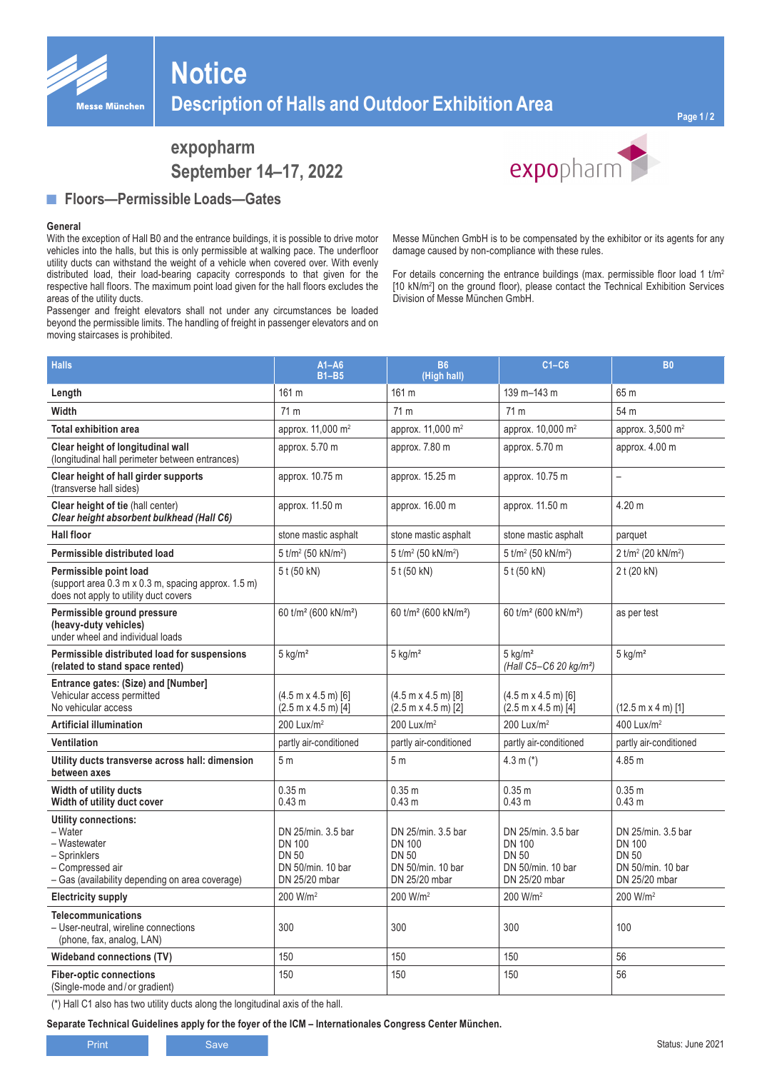# Notice

## Description of Halls and Outdoor Exhibition Area

**expopharm**
**September 14–17, 2022**

## Floors—Permissible Loads—Gates

**General**

With the exception of Hall B0 and the entrance buildings, it is possible to drive motor vehicles into the halls, but this is only permissible at walking pace. The underfloor utility ducts can withstand the weight of a vehicle when covered over. With evenly distributed load, their load-bearing capacity corresponds to that given for the respective hall floors. The maximum point load given for the hall floors excludes the areas of the utility ducts.

Passenger and freight elevators shall not under any circumstances be loaded beyond the permissible limits. The handling of freight in passenger elevators and on moving staircases is prohibited.

Messe München GmbH is to be compensated by the exhibitor or its agents for any damage caused by non-compliance with these rules.

For details concerning the entrance buildings (max. permissible floor load 1 t/m² [10 kN/m²] on the ground floor), please contact the Technical Exhibition Services Division of Messe München GmbH.

| Halls | A1–A6 B1–B5 | B6 (High hall) | C1–C6 | B0 |
|---|---|---|---|---|
| **Length** | 161 m | 161 m | 139 m–143 m | 65 m |
| **Width** | 71 m | 71 m | 71 m | 54 m |
| **Total exhibition area** | approx. 11,000 m² | approx. 11,000 m² | approx. 10,000 m² | approx. 3,500 m² |
| **Clear height of longitudinal wall** (longitudinal hall perimeter between entrances) | approx. 5.70 m | approx. 7.80 m | approx. 5.70 m | approx. 4.00 m |
| **Clear height of hall girder supports** (transverse hall sides) | approx. 10.75 m | approx. 15.25 m | approx. 10.75 m | – |
| **Clear height of tie** (hall center) ***Clear height absorbent bulkhead (Hall C6)*** | approx. 11.50 m | approx. 16.00 m | approx. 11.50 m | 4.20 m |
| **Hall floor** | stone mastic asphalt | stone mastic asphalt | stone mastic asphalt | parquet |
| **Permissible distributed load** | 5 t/m² (50 kN/m²) | 5 t/m² (50 kN/m²) | 5 t/m² (50 kN/m²) | 2 t/m² (20 kN/m²) |
| **Permissible point load** (support area 0.3 m x 0.3 m, spacing approx. 1.5 m) does not apply to utility duct covers | 5 t (50 kN) | 5 t (50 kN) | 5 t (50 kN) | 2 t (20 kN) |
| **Permissible ground pressure (heavy-duty vehicles)** under wheel and individual loads | 60 t/m² (600 kN/m²) | 60 t/m² (600 kN/m²) | 60 t/m² (600 kN/m²) | as per test |
| **Permissible distributed load for suspensions (related to stand space rented)** | 5 kg/m² | 5 kg/m² | 5 kg/m² *(Hall C5–C6 20 kg/m²)* | 5 kg/m² |
| **Entrance gates: (Size) and [Number]** Vehicular access permitted No vehicular access | (4.5 m x 4.5 m) [6] (2.5 m x 4.5 m) [4] | (4.5 m x 4.5 m) [8] (2.5 m x 4.5 m) [2] | (4.5 m x 4.5 m) [6] (2.5 m x 4.5 m) [4] | (12.5 m x 4 m) [1] |
| **Artificial illumination** | 200 Lux/m² | 200 Lux/m² | 200 Lux/m² | 400 Lux/m² |
| **Ventilation** | partly air-conditioned | partly air-conditioned | partly air-conditioned | partly air-conditioned |
| **Utility ducts transverse across hall: dimension between axes** | 5 m | 5 m | 4.3 m (*) | 4.85 m |
| **Width of utility ducts** **Width of utility duct cover** | 0.35 m 0.43 m | 0.35 m 0.43 m | 0.35 m 0.43 m | 0.35 m 0.43 m |
| **Utility connections:** – Water – Wastewater – Sprinklers – Compressed air – Gas (availability depending on area coverage) | DN 25/min. 3.5 bar DN 100 DN 50 DN 50/min. 10 bar DN 25/20 mbar | DN 25/min. 3.5 bar DN 100 DN 50 DN 50/min. 10 bar DN 25/20 mbar | DN 25/min. 3.5 bar DN 100 DN 50 DN 50/min. 10 bar DN 25/20 mbar | DN 25/min. 3.5 bar DN 100 DN 50 DN 50/min. 10 bar DN 25/20 mbar |
| **Electricity supply** | 200 W/m² | 200 W/m² | 200 W/m² | 200 W/m² |
| **Telecommunications** – User-neutral, wireline connections (phone, fax, analog, LAN) | 300 | 300 | 300 | 100 |
| **Wideband connections (TV)** | 150 | 150 | 150 | 56 |
| **Fiber-optic connections** (Single-mode and / or gradient) | 150 | 150 | 150 | 56 |

(*) Hall C1 also has two utility ducts along the longitudinal axis of the hall.

**Separate Technical Guidelines apply for the foyer of the ICM – Internationales Congress Center München.**

Status: June 2021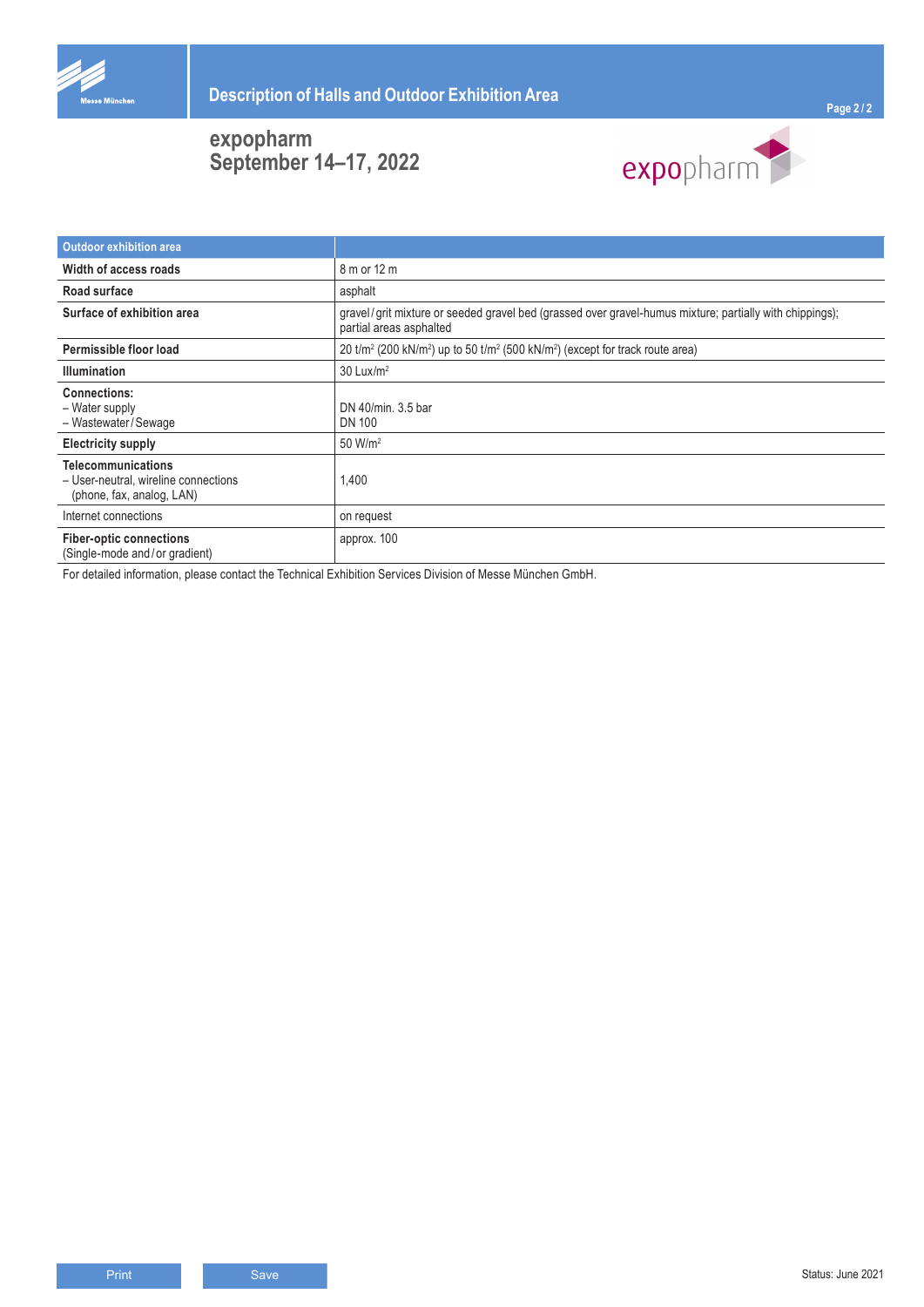# Description of Halls and Outdoor Exhibition Area

## expopharm
## September 14–17, 2022

| Outdoor exhibition area | |
|---|---|
| **Width of access roads** | 8 m or 12 m |
| **Road surface** | asphalt |
| **Surface of exhibition area** | gravel / grit mixture or seeded gravel bed (grassed over gravel-humus mixture; partially with chippings); partial areas asphalted |
| **Permissible floor load** | 20 t/m² (200 kN/m²) up to 50 t/m² (500 kN/m²) (except for track route area) |
| **Illumination** | 30 Lux/m² |
| **Connections:**<br>– Water supply<br>– Wastewater / Sewage | <br>DN 40/min. 3.5 bar<br>DN 100 |
| **Electricity supply** | 50 W/m² |
| **Telecommunications**<br>– User-neutral, wireline connections (phone, fax, analog, LAN) | 1,400 |
| Internet connections | on request |
| **Fiber-optic connections**<br>(Single-mode and / or gradient) | approx. 100 |

For detailed information, please contact the Technical Exhibition Services Division of Messe München GmbH.

Status: June 2021